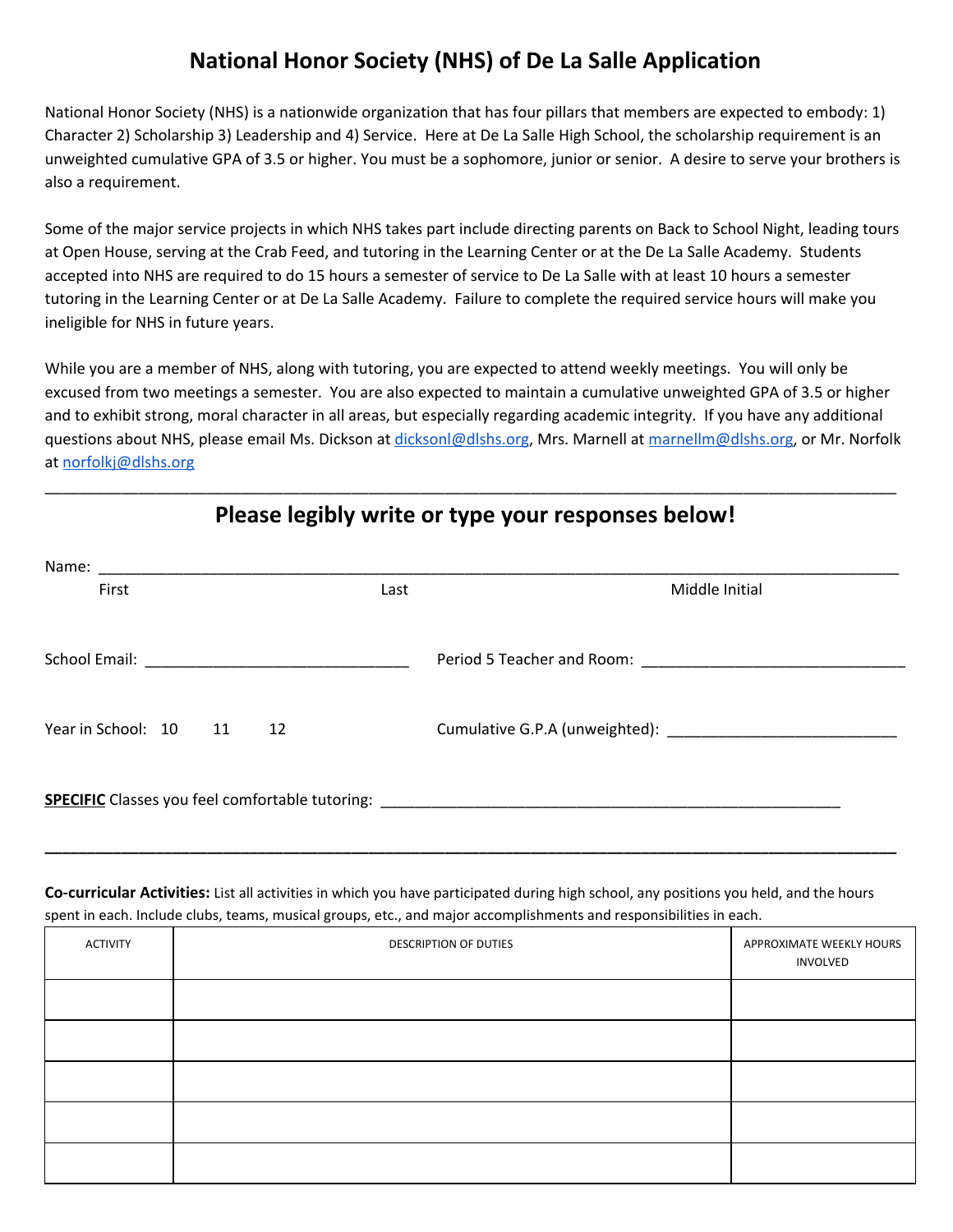# National Honor Society (NHS) of De La Salle Application

National Honor Society (NHS) is a nationwide organization that has four pillars that members are expected to embody: 1) Character 2) Scholarship 3) Leadership and 4) Service. Here at De La Salle High School, the scholarship requirement is an unweighted cumulative GPA of 3.5 or higher. You must be a sophomore, junior or senior. A desire to serve your brothers is also a requirement.

Some of the major service projects in which NHS takes part include directing parents on Back to School Night, leading tours at Open House, serving at the Crab Feed, and tutoring in the Learning Center or at the De La Salle Academy. Students accepted into NHS are required to do 15 hours a semester of service to De La Salle with at least 10 hours a semester tutoring in the Learning Center or at De La Salle Academy. Failure to complete the required service hours will make you ineligible for NHS in future years.

While you are a member of NHS, along with tutoring, you are expected to attend weekly meetings. You will only be excused from two meetings a semester. You are also expected to maintain a cumulative unweighted GPA of 3.5 or higher and to exhibit strong, moral character in all areas, but especially regarding academic integrity. If you have any additional questions about NHS, please email Ms. Dickson at dicksonl@dlshs.org, Mrs. Marnell at marnellm@dlshs.org, or Mr. Norfolk at norfolkj@dlshs.org

---

## Please legibly write or type your responses below!

Name: ______________________________________________________________

First                                        Last                                        Middle Initial

School Email: ______________________________     Period 5 Teacher and Room: ______________________________

Year in School:  10   11   12     Cumulative G.P.A (unweighted): __________________________

**SPECIFIC** Classes you feel comfortable tutoring: ______________________________________________________

---

**Co-curricular Activities:** List all activities in which you have participated during high school, any positions you held, and the hours spent in each. Include clubs, teams, musical groups, etc., and major accomplishments and responsibilities in each.

| ACTIVITY | DESCRIPTION OF DUTIES | APPROXIMATE WEEKLY HOURS INVOLVED |
|---|---|---|
| | | |
| | | |
| | | |
| | | |
| | | |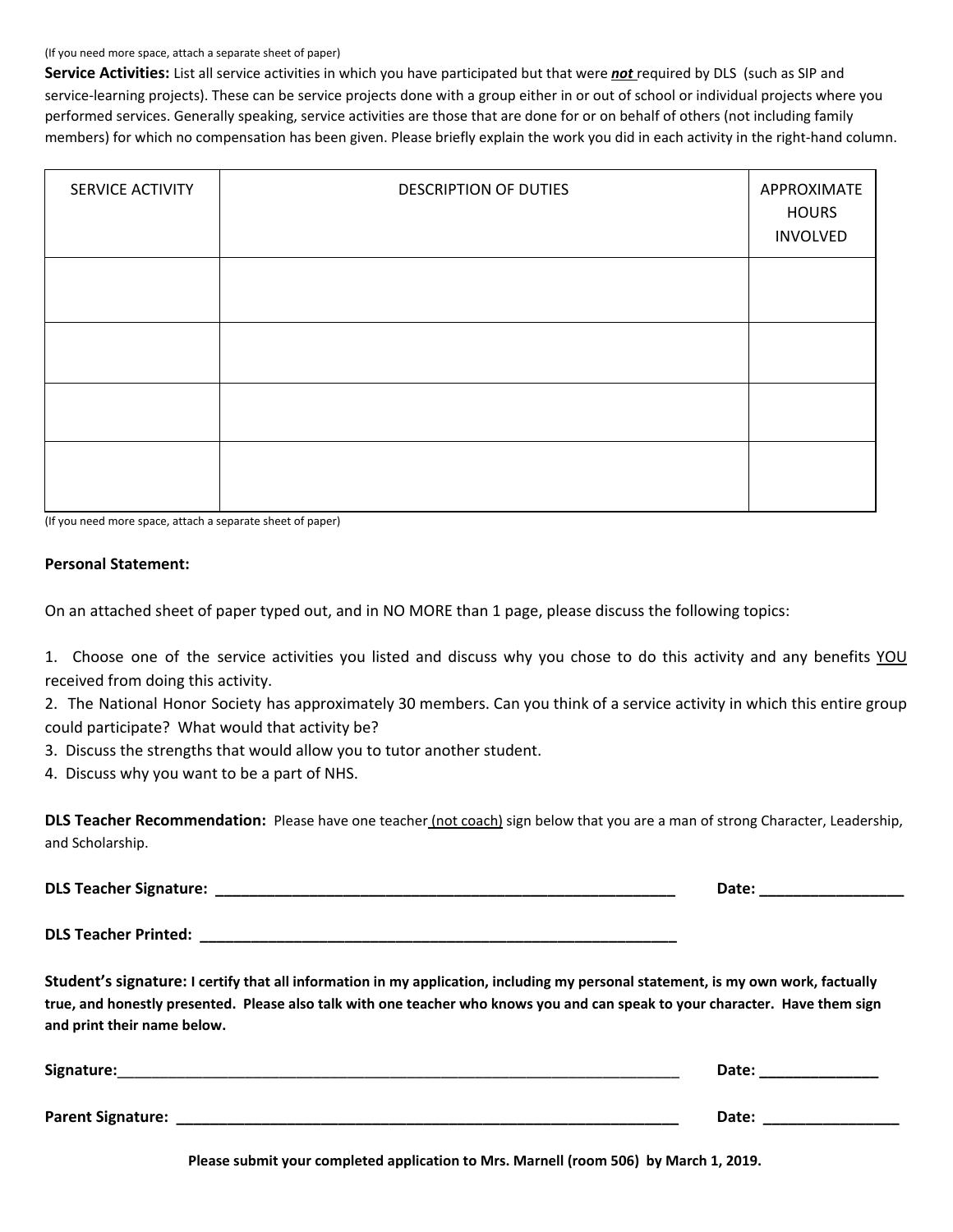(If you need more space, attach a separate sheet of paper)

**Service Activities:** List all service activities in which you have participated but that were ***not*** required by DLS (such as SIP and service-learning projects). These can be service projects done with a group either in or out of school or individual projects where you performed services. Generally speaking, service activities are those that are done for or on behalf of others (not including family members) for which no compensation has been given. Please briefly explain the work you did in each activity in the right-hand column.

| SERVICE ACTIVITY | DESCRIPTION OF DUTIES | APPROXIMATE HOURS INVOLVED |
|---|---|---|
| | | |
| | | |
| | | |
| | | |

(If you need more space, attach a separate sheet of paper)

**Personal Statement:**

On an attached sheet of paper typed out, and in NO MORE than 1 page, please discuss the following topics:

1. Choose one of the service activities you listed and discuss why you chose to do this activity and any benefits YOU received from doing this activity.
2. The National Honor Society has approximately 30 members. Can you think of a service activity in which this entire group could participate? What would that activity be?
3. Discuss the strengths that would allow you to tutor another student.
4. Discuss why you want to be a part of NHS.

**DLS Teacher Recommendation:** Please have one teacher (not coach) sign below that you are a man of strong Character, Leadership, and Scholarship.

**DLS Teacher Signature:** ______________________________________________ **Date:** ______________

**DLS Teacher Printed:** ______________________________________________

**Student's signature: I certify that all information in my application, including my personal statement, is my own work, factually true, and honestly presented. Please also talk with one teacher who knows you and can speak to your character. Have them sign and print their name below.**

**Signature:**______________________________________________ **Date:** ______________

**Parent Signature:** ______________________________________________ **Date:** ______________

**Please submit your completed application to Mrs. Marnell (room 506) by March 1, 2019.**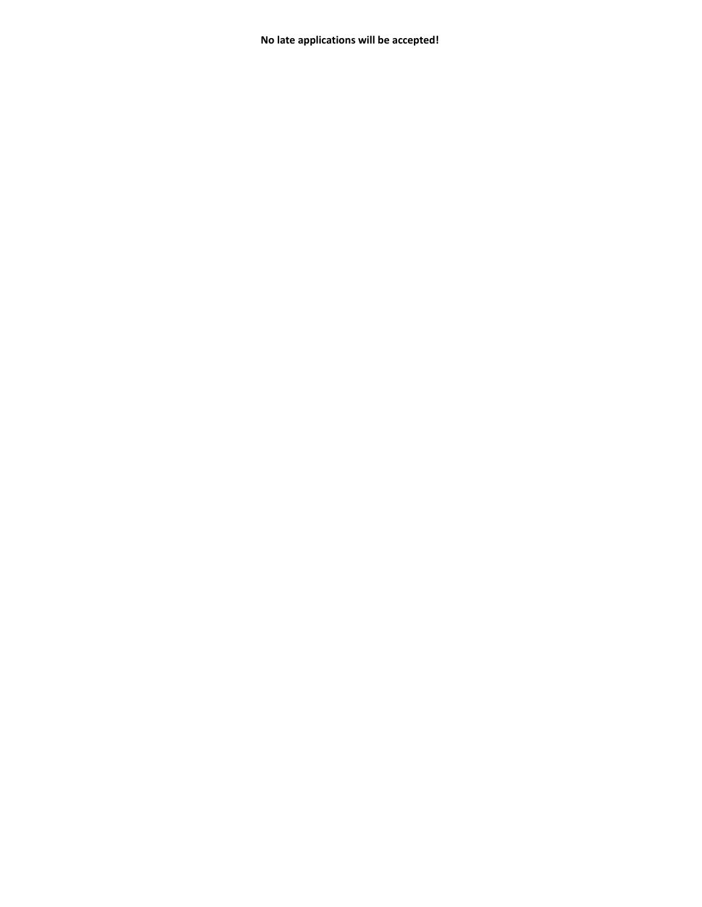**No late applications will be accepted!**